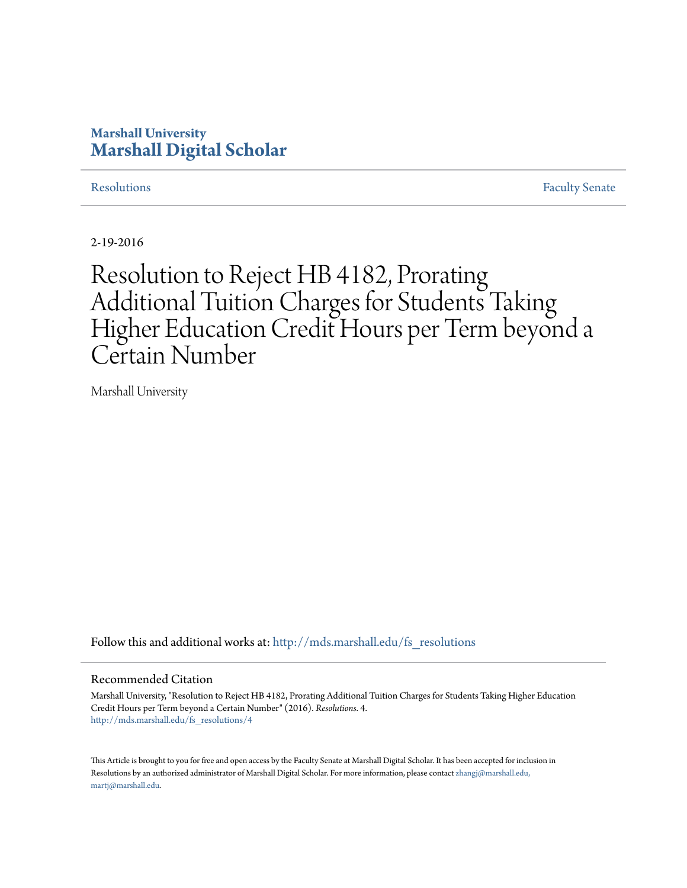**Marshall University**
**Marshall Digital Scholar**

Resolutions | Faculty Senate

2-19-2016

# Resolution to Reject HB 4182, Prorating Additional Tuition Charges for Students Taking Higher Education Credit Hours per Term beyond a Certain Number

Marshall University

Follow this and additional works at: http://mds.marshall.edu/fs_resolutions

## Recommended Citation

Marshall University, "Resolution to Reject HB 4182, Prorating Additional Tuition Charges for Students Taking Higher Education Credit Hours per Term beyond a Certain Number" (2016). *Resolutions*. 4.
http://mds.marshall.edu/fs_resolutions/4

This Article is brought to you for free and open access by the Faculty Senate at Marshall Digital Scholar. It has been accepted for inclusion in Resolutions by an authorized administrator of Marshall Digital Scholar. For more information, please contact zhangj@marshall.edu, martj@marshall.edu.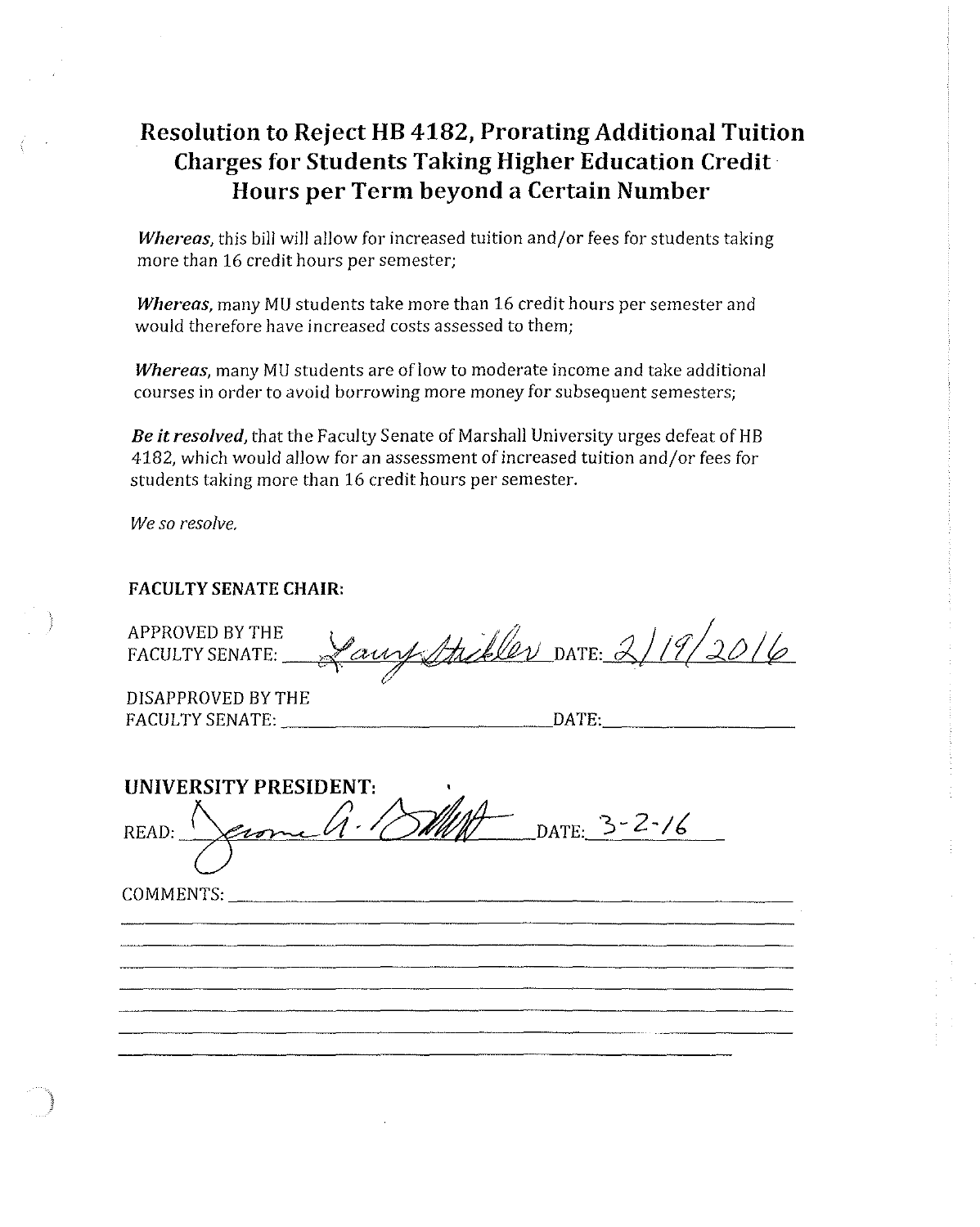# Resolution to Reject HB 4182, Prorating Additional Tuition Charges for Students Taking Higher Education Credit Hours per Term beyond a Certain Number

***Whereas***, this bill will allow for increased tuition and/or fees for students taking more than 16 credit hours per semester;

***Whereas***, many MU students take more than 16 credit hours per semester and would therefore have increased costs assessed to them;

***Whereas***, many MU students are of low to moderate income and take additional courses in order to avoid borrowing more money for subsequent semesters;

***Be it resolved***, that the Faculty Senate of Marshall University urges defeat of HB 4182, which would allow for an assessment of increased tuition and/or fees for students taking more than 16 credit hours per semester.

*We so resolve.*

**FACULTY SENATE CHAIR:**

APPROVED BY THE FACULTY SENATE: Larry Stickler DATE: 2/19/2016

DISAPPROVED BY THE FACULTY SENATE: ______________ DATE: ______________

**UNIVERSITY PRESIDENT:**

READ: Jerome A. Gilbert DATE: 3-2-16

COMMENTS: ______________